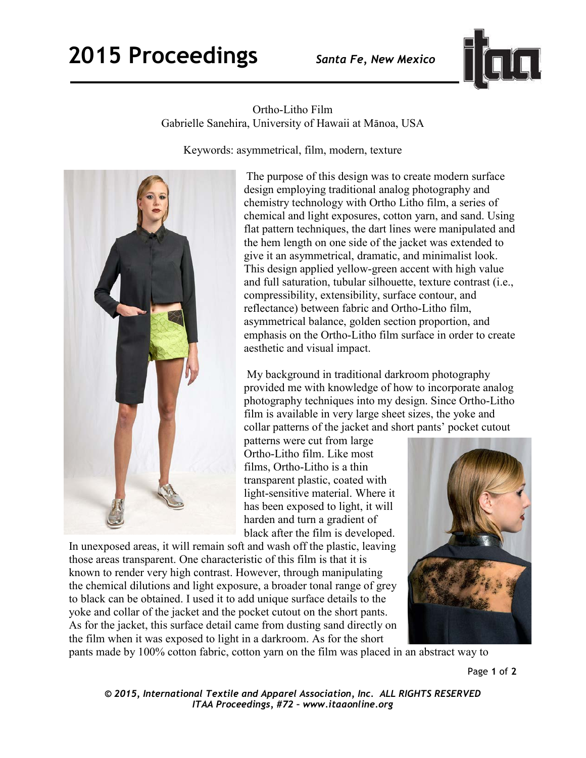# Ortho-Litho Film

Gabrielle Sanehira, University of Hawaii at Mānoa, USA

Keywords: asymmetrical, film, modern, texture

The purpose of this design was to create modern surface design employing traditional analog photography and chemistry technology with Ortho Litho film, a series of chemical and light exposures, cotton yarn, and sand. Using flat pattern techniques, the dart lines were manipulated and the hem length on one side of the jacket was extended to give it an asymmetrical, dramatic, and minimalist look. This design applied yellow-green accent with high value and full saturation, tubular silhouette, texture contrast (i.e., compressibility, extensibility, surface contour, and reflectance) between fabric and Ortho-Litho film, asymmetrical balance, golden section proportion, and emphasis on the Ortho-Litho film surface in order to create aesthetic and visual impact.

My background in traditional darkroom photography provided me with knowledge of how to incorporate analog photography techniques into my design. Since Ortho-Litho film is available in very large sheet sizes, the yoke and collar patterns of the jacket and short pants' pocket cutout patterns were cut from large Ortho-Litho film. Like most films, Ortho-Litho is a thin transparent plastic, coated with light-sensitive material. Where it has been exposed to light, it will harden and turn a gradient of black after the film is developed. In unexposed areas, it will remain soft and wash off the plastic, leaving those areas transparent. One characteristic of this film is that it is known to render very high contrast. However, through manipulating the chemical dilutions and light exposure, a broader tonal range of grey to black can be obtained. I used it to add unique surface details to the yoke and collar of the jacket and the pocket cutout on the short pants. As for the jacket, this surface detail came from dusting sand directly on the film when it was exposed to light in a darkroom. As for the short pants made by 100% cotton fabric, cotton yarn on the film was placed in an abstract way to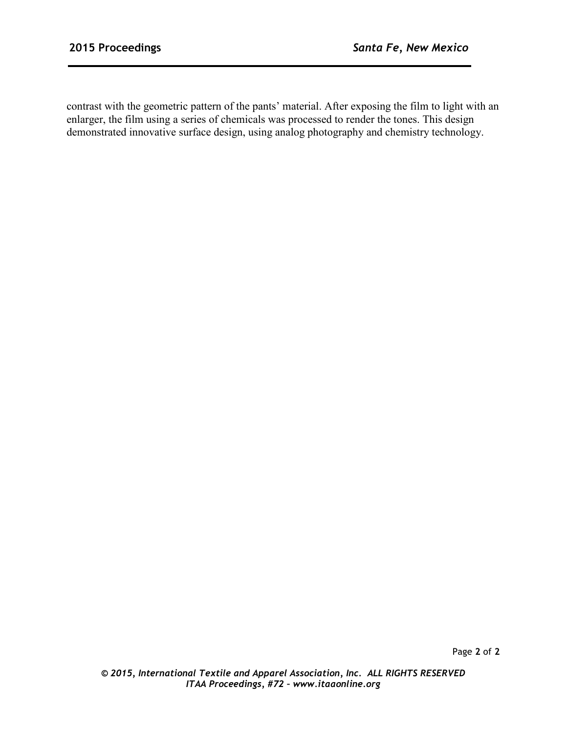contrast with the geometric pattern of the pants' material. After exposing the film to light with an enlarger, the film using a series of chemicals was processed to render the tones. This design demonstrated innovative surface design, using analog photography and chemistry technology.